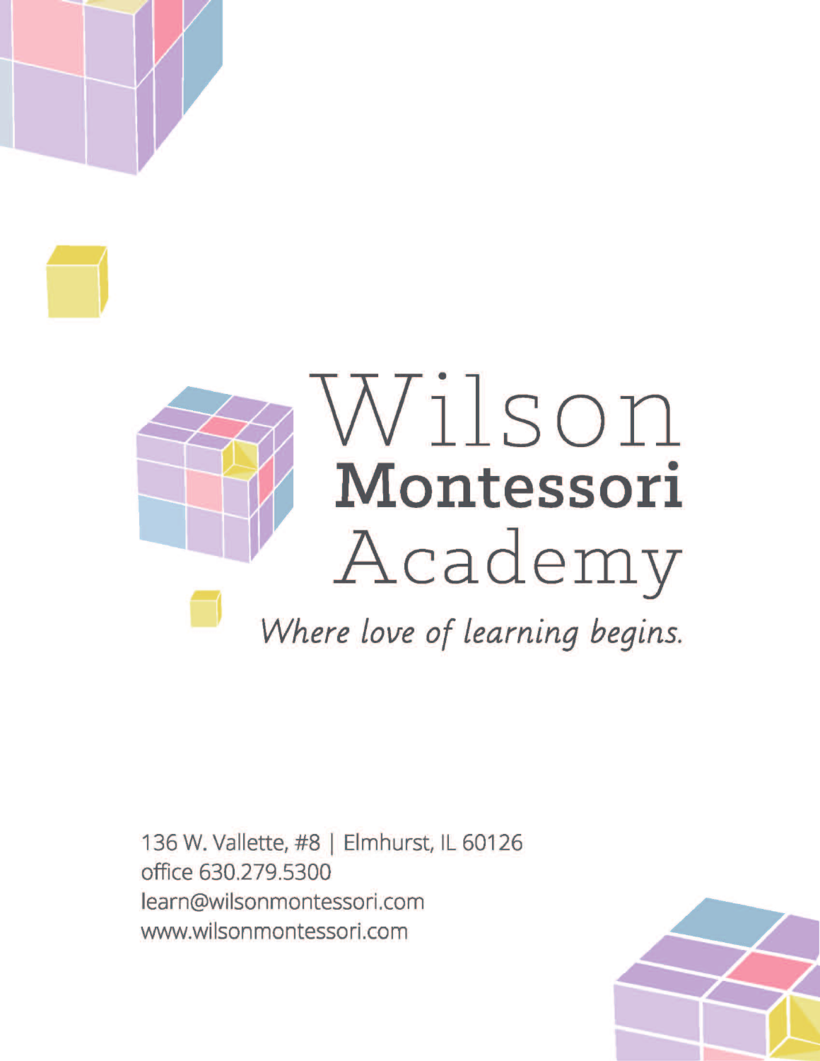# Wilson **Montessori** Academy

*Where love of learning begins.*

136 W. Vallette, #8 | Elmhurst, IL 60126
office 630.279.5300
learn@wilsonmontessori.com
www.wilsonmontessori.com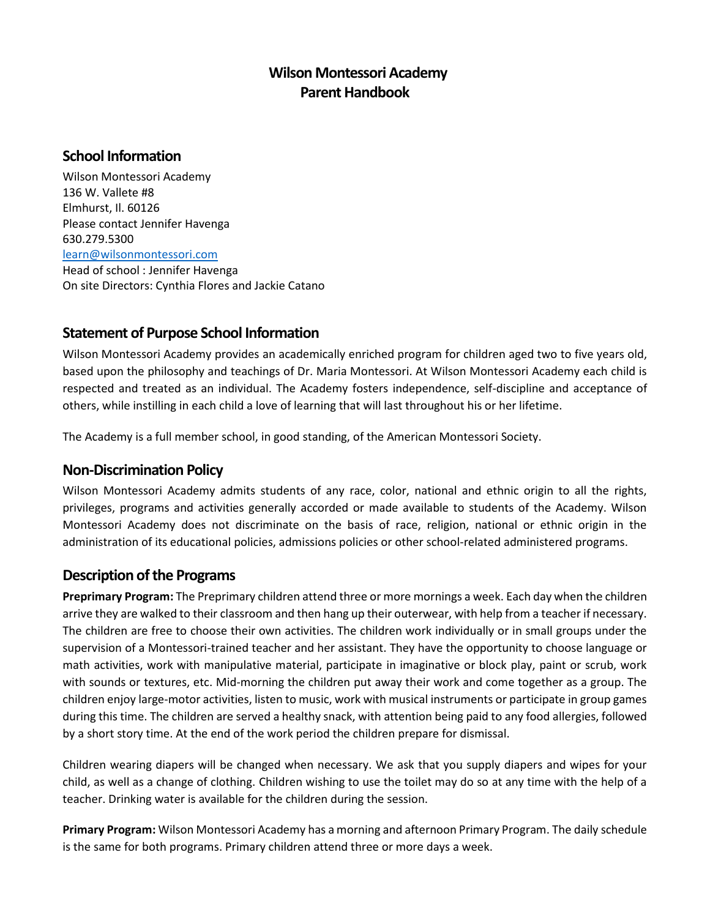# Wilson Montessori Academy
# Parent Handbook

## School Information

Wilson Montessori Academy
136 W. Vallete #8
Elmhurst, Il. 60126
Please contact Jennifer Havenga
630.279.5300
learn@wilsonmontessori.com
Head of school : Jennifer Havenga
On site Directors: Cynthia Flores and Jackie Catano

## Statement of Purpose School Information

Wilson Montessori Academy provides an academically enriched program for children aged two to five years old, based upon the philosophy and teachings of Dr. Maria Montessori. At Wilson Montessori Academy each child is respected and treated as an individual. The Academy fosters independence, self-discipline and acceptance of others, while instilling in each child a love of learning that will last throughout his or her lifetime.

The Academy is a full member school, in good standing, of the American Montessori Society.

## Non-Discrimination Policy

Wilson Montessori Academy admits students of any race, color, national and ethnic origin to all the rights, privileges, programs and activities generally accorded or made available to students of the Academy. Wilson Montessori Academy does not discriminate on the basis of race, religion, national or ethnic origin in the administration of its educational policies, admissions policies or other school-related administered programs.

## Description of the Programs

**Preprimary Program:** The Preprimary children attend three or more mornings a week. Each day when the children arrive they are walked to their classroom and then hang up their outerwear, with help from a teacher if necessary. The children are free to choose their own activities. The children work individually or in small groups under the supervision of a Montessori-trained teacher and her assistant. They have the opportunity to choose language or math activities, work with manipulative material, participate in imaginative or block play, paint or scrub, work with sounds or textures, etc. Mid-morning the children put away their work and come together as a group. The children enjoy large-motor activities, listen to music, work with musical instruments or participate in group games during this time. The children are served a healthy snack, with attention being paid to any food allergies, followed by a short story time. At the end of the work period the children prepare for dismissal.

Children wearing diapers will be changed when necessary. We ask that you supply diapers and wipes for your child, as well as a change of clothing. Children wishing to use the toilet may do so at any time with the help of a teacher. Drinking water is available for the children during the session.

**Primary Program:** Wilson Montessori Academy has a morning and afternoon Primary Program. The daily schedule is the same for both programs. Primary children attend three or more days a week.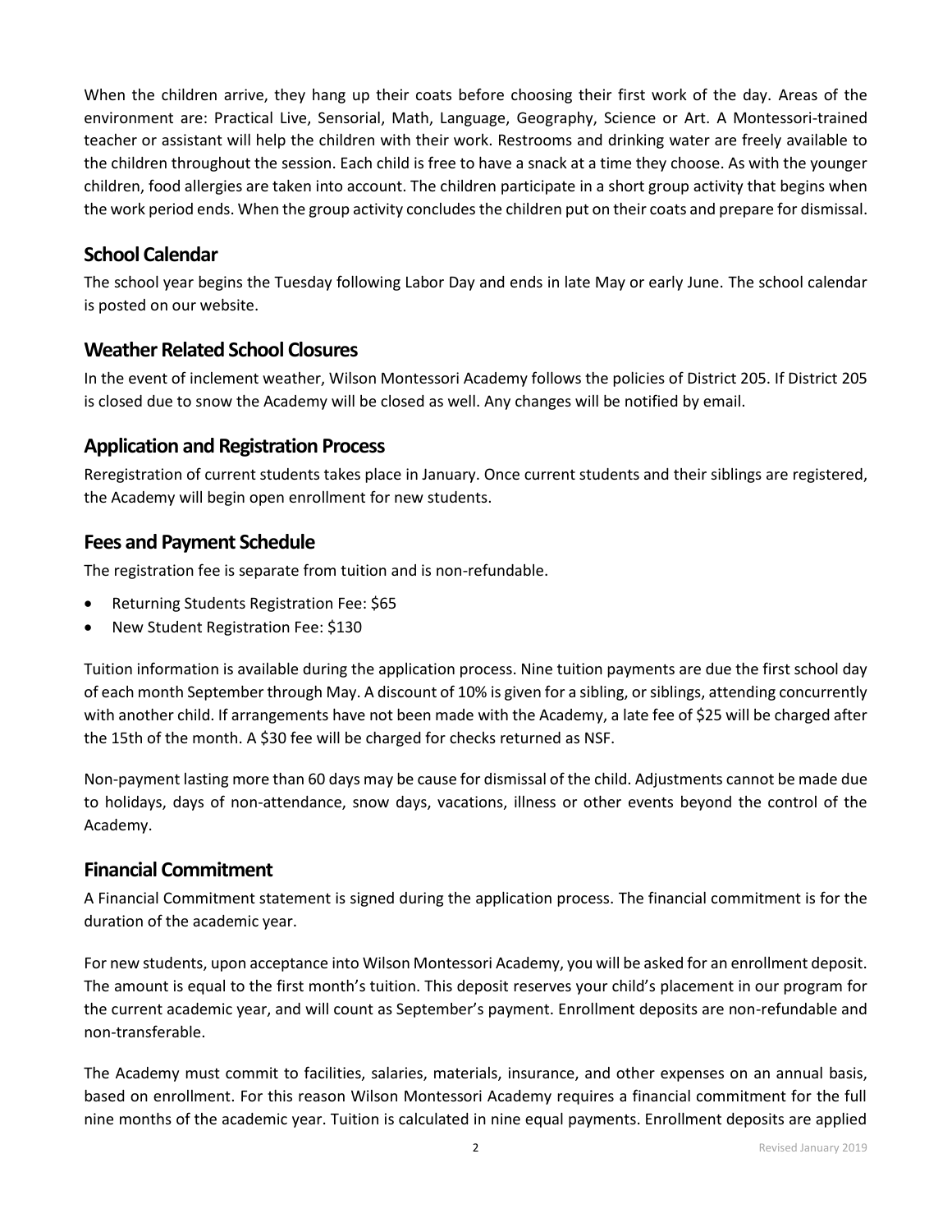When the children arrive, they hang up their coats before choosing their first work of the day. Areas of the environment are: Practical Live, Sensorial, Math, Language, Geography, Science or Art. A Montessori-trained teacher or assistant will help the children with their work. Restrooms and drinking water are freely available to the children throughout the session. Each child is free to have a snack at a time they choose. As with the younger children, food allergies are taken into account. The children participate in a short group activity that begins when the work period ends. When the group activity concludes the children put on their coats and prepare for dismissal.

## School Calendar

The school year begins the Tuesday following Labor Day and ends in late May or early June. The school calendar is posted on our website.

## Weather Related School Closures

In the event of inclement weather, Wilson Montessori Academy follows the policies of District 205. If District 205 is closed due to snow the Academy will be closed as well. Any changes will be notified by email.

## Application and Registration Process

Reregistration of current students takes place in January. Once current students and their siblings are registered, the Academy will begin open enrollment for new students.

## Fees and Payment Schedule

The registration fee is separate from tuition and is non-refundable.

- Returning Students Registration Fee: $65
- New Student Registration Fee: $130

Tuition information is available during the application process. Nine tuition payments are due the first school day of each month September through May. A discount of 10% is given for a sibling, or siblings, attending concurrently with another child. If arrangements have not been made with the Academy, a late fee of $25 will be charged after the 15th of the month. A $30 fee will be charged for checks returned as NSF.

Non-payment lasting more than 60 days may be cause for dismissal of the child. Adjustments cannot be made due to holidays, days of non-attendance, snow days, vacations, illness or other events beyond the control of the Academy.

## Financial Commitment

A Financial Commitment statement is signed during the application process. The financial commitment is for the duration of the academic year.

For new students, upon acceptance into Wilson Montessori Academy, you will be asked for an enrollment deposit. The amount is equal to the first month's tuition. This deposit reserves your child's placement in our program for the current academic year, and will count as September's payment. Enrollment deposits are non-refundable and non-transferable.

The Academy must commit to facilities, salaries, materials, insurance, and other expenses on an annual basis, based on enrollment. For this reason Wilson Montessori Academy requires a financial commitment for the full nine months of the academic year. Tuition is calculated in nine equal payments. Enrollment deposits are applied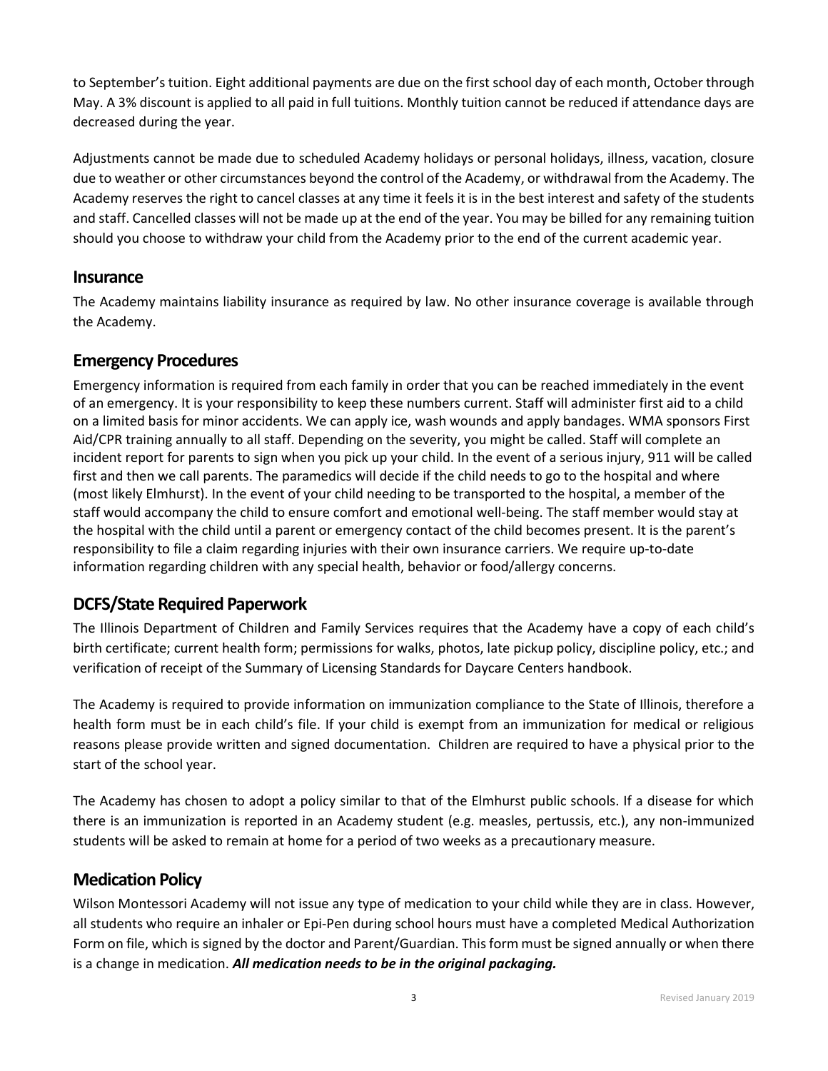to September's tuition. Eight additional payments are due on the first school day of each month, October through May. A 3% discount is applied to all paid in full tuitions. Monthly tuition cannot be reduced if attendance days are decreased during the year.

Adjustments cannot be made due to scheduled Academy holidays or personal holidays, illness, vacation, closure due to weather or other circumstances beyond the control of the Academy, or withdrawal from the Academy. The Academy reserves the right to cancel classes at any time it feels it is in the best interest and safety of the students and staff. Cancelled classes will not be made up at the end of the year. You may be billed for any remaining tuition should you choose to withdraw your child from the Academy prior to the end of the current academic year.

## Insurance

The Academy maintains liability insurance as required by law. No other insurance coverage is available through the Academy.

## Emergency Procedures

Emergency information is required from each family in order that you can be reached immediately in the event of an emergency. It is your responsibility to keep these numbers current. Staff will administer first aid to a child on a limited basis for minor accidents. We can apply ice, wash wounds and apply bandages. WMA sponsors First Aid/CPR training annually to all staff. Depending on the severity, you might be called. Staff will complete an incident report for parents to sign when you pick up your child. In the event of a serious injury, 911 will be called first and then we call parents. The paramedics will decide if the child needs to go to the hospital and where (most likely Elmhurst). In the event of your child needing to be transported to the hospital, a member of the staff would accompany the child to ensure comfort and emotional well-being. The staff member would stay at the hospital with the child until a parent or emergency contact of the child becomes present. It is the parent's responsibility to file a claim regarding injuries with their own insurance carriers. We require up-to-date information regarding children with any special health, behavior or food/allergy concerns.

## DCFS/State Required Paperwork

The Illinois Department of Children and Family Services requires that the Academy have a copy of each child's birth certificate; current health form; permissions for walks, photos, late pickup policy, discipline policy, etc.; and verification of receipt of the Summary of Licensing Standards for Daycare Centers handbook.

The Academy is required to provide information on immunization compliance to the State of Illinois, therefore a health form must be in each child's file. If your child is exempt from an immunization for medical or religious reasons please provide written and signed documentation. Children are required to have a physical prior to the start of the school year.

The Academy has chosen to adopt a policy similar to that of the Elmhurst public schools. If a disease for which there is an immunization is reported in an Academy student (e.g. measles, pertussis, etc.), any non-immunized students will be asked to remain at home for a period of two weeks as a precautionary measure.

## Medication Policy

Wilson Montessori Academy will not issue any type of medication to your child while they are in class. However, all students who require an inhaler or Epi-Pen during school hours must have a completed Medical Authorization Form on file, which is signed by the doctor and Parent/Guardian. This form must be signed annually or when there is a change in medication. ***All medication needs to be in the original packaging.***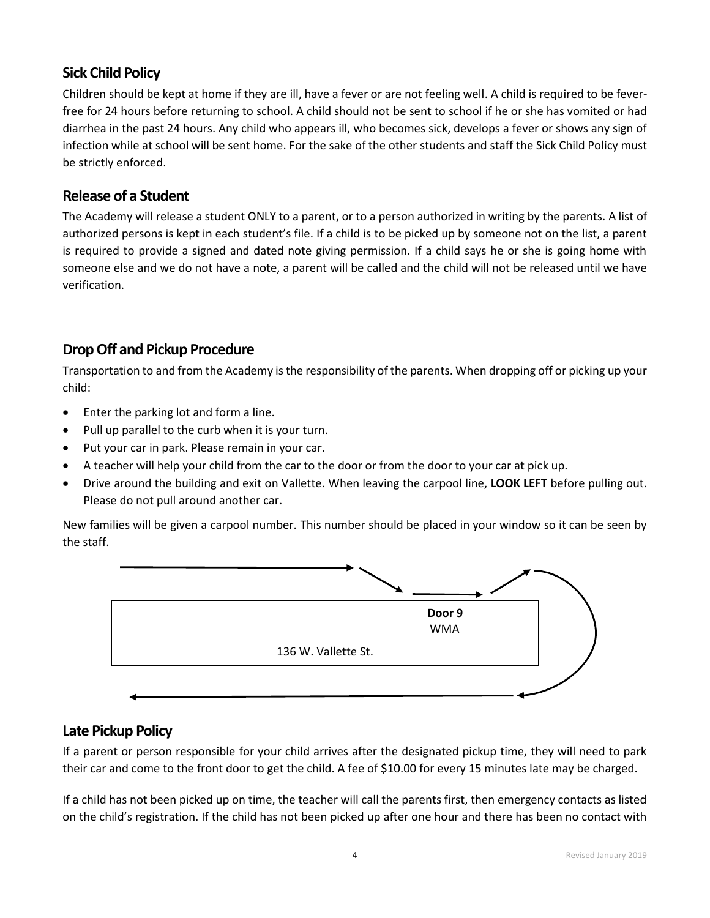## Sick Child Policy

Children should be kept at home if they are ill, have a fever or are not feeling well. A child is required to be fever-free for 24 hours before returning to school. A child should not be sent to school if he or she has vomited or had diarrhea in the past 24 hours. Any child who appears ill, who becomes sick, develops a fever or shows any sign of infection while at school will be sent home. For the sake of the other students and staff the Sick Child Policy must be strictly enforced.

## Release of a Student

The Academy will release a student ONLY to a parent, or to a person authorized in writing by the parents. A list of authorized persons is kept in each student's file. If a child is to be picked up by someone not on the list, a parent is required to provide a signed and dated note giving permission. If a child says he or she is going home with someone else and we do not have a note, a parent will be called and the child will not be released until we have verification.

## Drop Off and Pickup Procedure

Transportation to and from the Academy is the responsibility of the parents. When dropping off or picking up your child:

- Enter the parking lot and form a line.
- Pull up parallel to the curb when it is your turn.
- Put your car in park. Please remain in your car.
- A teacher will help your child from the car to the door or from the door to your car at pick up.
- Drive around the building and exit on Vallette. When leaving the carpool line, **LOOK LEFT** before pulling out. Please do not pull around another car.

New families will be given a carpool number. This number should be placed in your window so it can be seen by the staff.

**Door 9**
WMA

136 W. Vallette St.

## Late Pickup Policy

If a parent or person responsible for your child arrives after the designated pickup time, they will need to park their car and come to the front door to get the child. A fee of $10.00 for every 15 minutes late may be charged.

If a child has not been picked up on time, the teacher will call the parents first, then emergency contacts as listed on the child's registration. If the child has not been picked up after one hour and there has been no contact with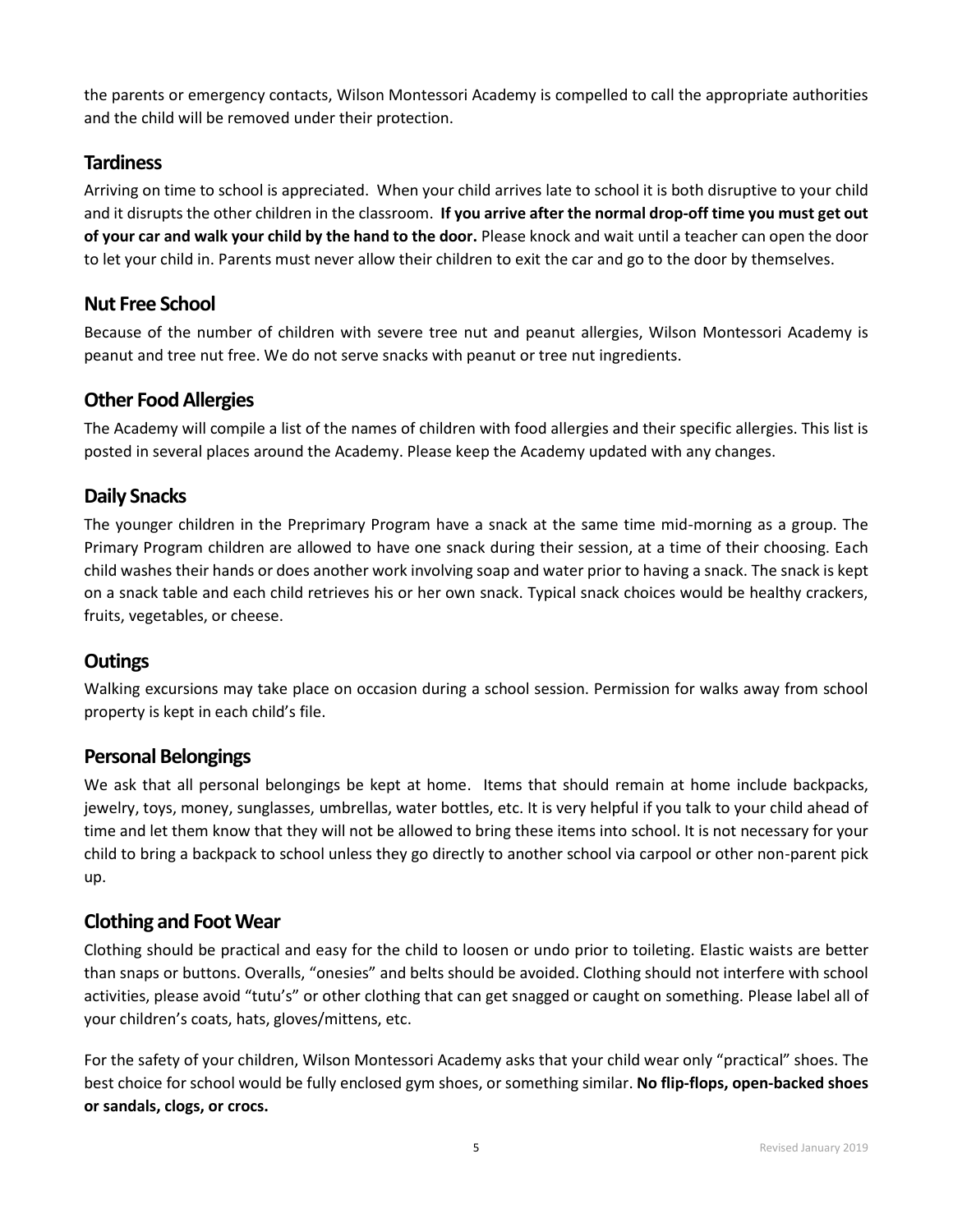the parents or emergency contacts, Wilson Montessori Academy is compelled to call the appropriate authorities and the child will be removed under their protection.

## Tardiness

Arriving on time to school is appreciated. When your child arrives late to school it is both disruptive to your child and it disrupts the other children in the classroom. **If you arrive after the normal drop-off time you must get out of your car and walk your child by the hand to the door.** Please knock and wait until a teacher can open the door to let your child in. Parents must never allow their children to exit the car and go to the door by themselves.

## Nut Free School

Because of the number of children with severe tree nut and peanut allergies, Wilson Montessori Academy is peanut and tree nut free. We do not serve snacks with peanut or tree nut ingredients.

## Other Food Allergies

The Academy will compile a list of the names of children with food allergies and their specific allergies. This list is posted in several places around the Academy. Please keep the Academy updated with any changes.

## Daily Snacks

The younger children in the Preprimary Program have a snack at the same time mid-morning as a group. The Primary Program children are allowed to have one snack during their session, at a time of their choosing. Each child washes their hands or does another work involving soap and water prior to having a snack. The snack is kept on a snack table and each child retrieves his or her own snack. Typical snack choices would be healthy crackers, fruits, vegetables, or cheese.

## Outings

Walking excursions may take place on occasion during a school session. Permission for walks away from school property is kept in each child's file.

## Personal Belongings

We ask that all personal belongings be kept at home. Items that should remain at home include backpacks, jewelry, toys, money, sunglasses, umbrellas, water bottles, etc. It is very helpful if you talk to your child ahead of time and let them know that they will not be allowed to bring these items into school. It is not necessary for your child to bring a backpack to school unless they go directly to another school via carpool or other non-parent pick up.

## Clothing and Foot Wear

Clothing should be practical and easy for the child to loosen or undo prior to toileting. Elastic waists are better than snaps or buttons. Overalls, "onesies" and belts should be avoided. Clothing should not interfere with school activities, please avoid "tutu's" or other clothing that can get snagged or caught on something. Please label all of your children's coats, hats, gloves/mittens, etc.

For the safety of your children, Wilson Montessori Academy asks that your child wear only "practical" shoes. The best choice for school would be fully enclosed gym shoes, or something similar. **No flip-flops, open-backed shoes or sandals, clogs, or crocs.**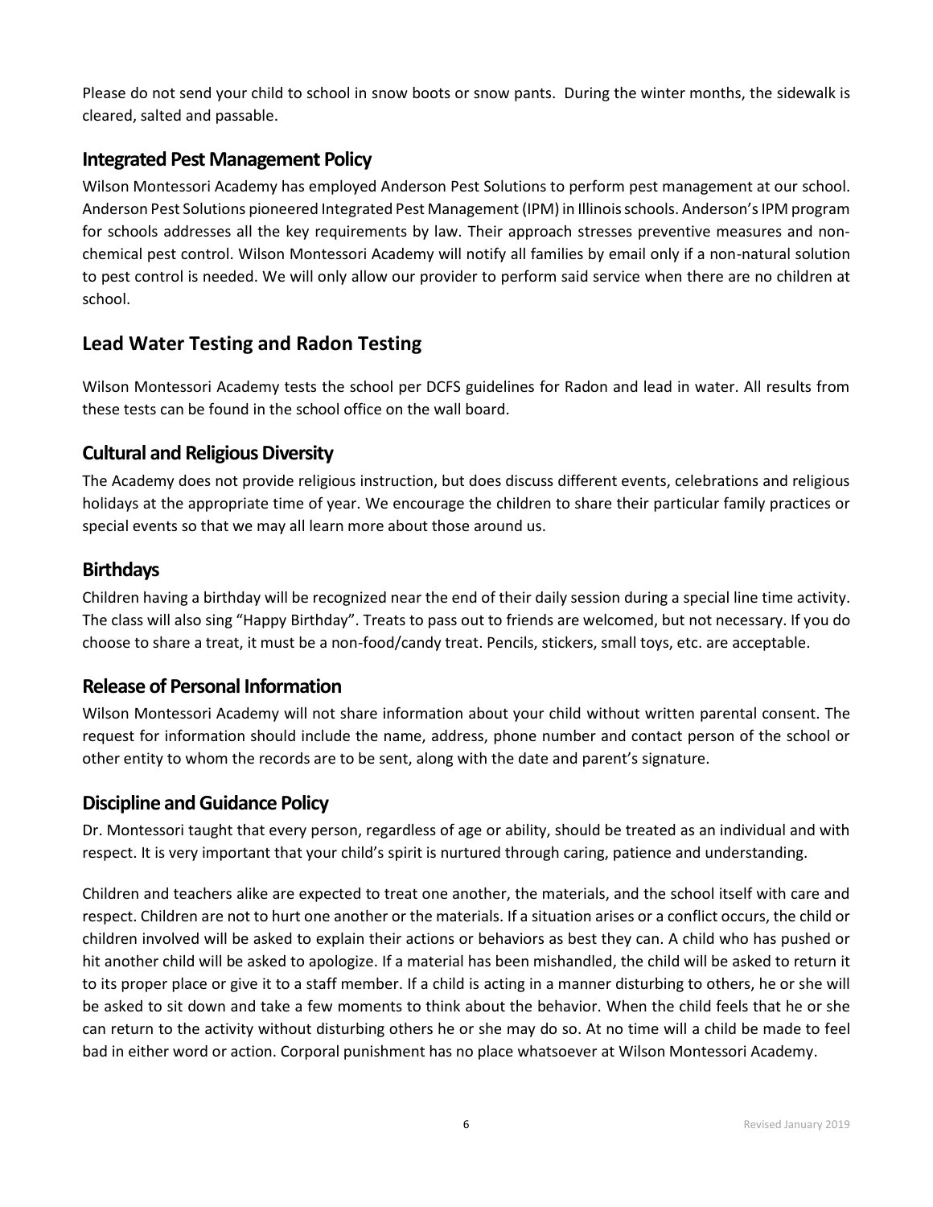Please do not send your child to school in snow boots or snow pants. During the winter months, the sidewalk is cleared, salted and passable.

## Integrated Pest Management Policy

Wilson Montessori Academy has employed Anderson Pest Solutions to perform pest management at our school. Anderson Pest Solutions pioneered Integrated Pest Management (IPM) in Illinois schools. Anderson's IPM program for schools addresses all the key requirements by law. Their approach stresses preventive measures and non-chemical pest control. Wilson Montessori Academy will notify all families by email only if a non-natural solution to pest control is needed. We will only allow our provider to perform said service when there are no children at school.

## Lead Water Testing and Radon Testing

Wilson Montessori Academy tests the school per DCFS guidelines for Radon and lead in water. All results from these tests can be found in the school office on the wall board.

## Cultural and Religious Diversity

The Academy does not provide religious instruction, but does discuss different events, celebrations and religious holidays at the appropriate time of year. We encourage the children to share their particular family practices or special events so that we may all learn more about those around us.

## Birthdays

Children having a birthday will be recognized near the end of their daily session during a special line time activity. The class will also sing "Happy Birthday". Treats to pass out to friends are welcomed, but not necessary. If you do choose to share a treat, it must be a non-food/candy treat. Pencils, stickers, small toys, etc. are acceptable.

## Release of Personal Information

Wilson Montessori Academy will not share information about your child without written parental consent. The request for information should include the name, address, phone number and contact person of the school or other entity to whom the records are to be sent, along with the date and parent's signature.

## Discipline and Guidance Policy

Dr. Montessori taught that every person, regardless of age or ability, should be treated as an individual and with respect. It is very important that your child's spirit is nurtured through caring, patience and understanding.

Children and teachers alike are expected to treat one another, the materials, and the school itself with care and respect. Children are not to hurt one another or the materials. If a situation arises or a conflict occurs, the child or children involved will be asked to explain their actions or behaviors as best they can. A child who has pushed or hit another child will be asked to apologize. If a material has been mishandled, the child will be asked to return it to its proper place or give it to a staff member. If a child is acting in a manner disturbing to others, he or she will be asked to sit down and take a few moments to think about the behavior. When the child feels that he or she can return to the activity without disturbing others he or she may do so. At no time will a child be made to feel bad in either word or action. Corporal punishment has no place whatsoever at Wilson Montessori Academy.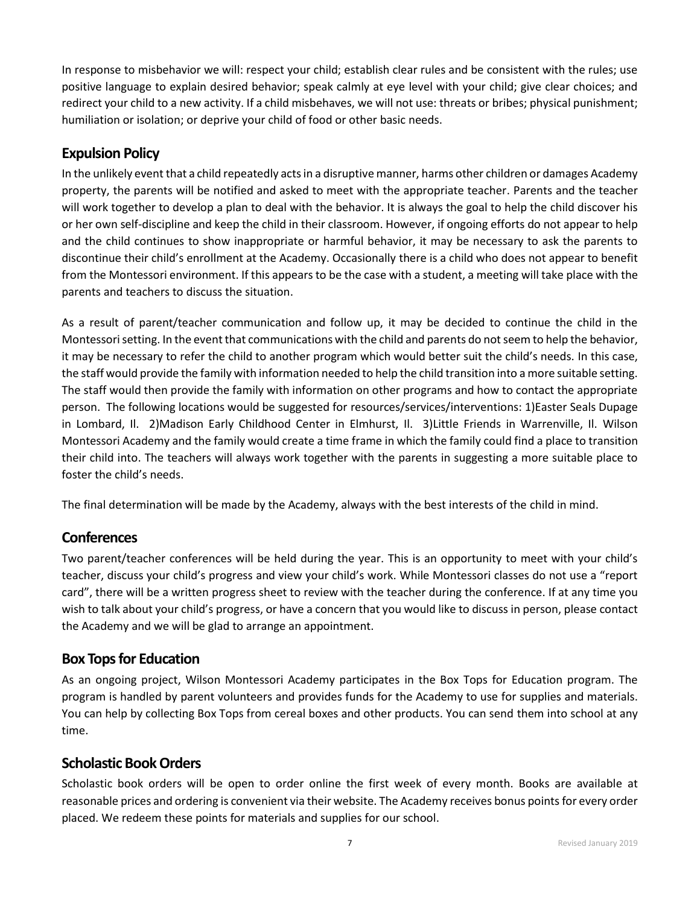In response to misbehavior we will: respect your child; establish clear rules and be consistent with the rules; use positive language to explain desired behavior; speak calmly at eye level with your child; give clear choices; and redirect your child to a new activity. If a child misbehaves, we will not use: threats or bribes; physical punishment; humiliation or isolation; or deprive your child of food or other basic needs.

## Expulsion Policy

In the unlikely event that a child repeatedly acts in a disruptive manner, harms other children or damages Academy property, the parents will be notified and asked to meet with the appropriate teacher. Parents and the teacher will work together to develop a plan to deal with the behavior. It is always the goal to help the child discover his or her own self-discipline and keep the child in their classroom. However, if ongoing efforts do not appear to help and the child continues to show inappropriate or harmful behavior, it may be necessary to ask the parents to discontinue their child's enrollment at the Academy. Occasionally there is a child who does not appear to benefit from the Montessori environment. If this appears to be the case with a student, a meeting will take place with the parents and teachers to discuss the situation.

As a result of parent/teacher communication and follow up, it may be decided to continue the child in the Montessori setting. In the event that communications with the child and parents do not seem to help the behavior, it may be necessary to refer the child to another program which would better suit the child's needs. In this case, the staff would provide the family with information needed to help the child transition into a more suitable setting. The staff would then provide the family with information on other programs and how to contact the appropriate person. The following locations would be suggested for resources/services/interventions: 1)Easter Seals Dupage in Lombard, Il. 2)Madison Early Childhood Center in Elmhurst, Il. 3)Little Friends in Warrenville, Il. Wilson Montessori Academy and the family would create a time frame in which the family could find a place to transition their child into. The teachers will always work together with the parents in suggesting a more suitable place to foster the child's needs.

The final determination will be made by the Academy, always with the best interests of the child in mind.

## Conferences

Two parent/teacher conferences will be held during the year. This is an opportunity to meet with your child's teacher, discuss your child's progress and view your child's work. While Montessori classes do not use a "report card", there will be a written progress sheet to review with the teacher during the conference. If at any time you wish to talk about your child's progress, or have a concern that you would like to discuss in person, please contact the Academy and we will be glad to arrange an appointment.

## Box Tops for Education

As an ongoing project, Wilson Montessori Academy participates in the Box Tops for Education program. The program is handled by parent volunteers and provides funds for the Academy to use for supplies and materials. You can help by collecting Box Tops from cereal boxes and other products. You can send them into school at any time.

## Scholastic Book Orders

Scholastic book orders will be open to order online the first week of every month. Books are available at reasonable prices and ordering is convenient via their website. The Academy receives bonus points for every order placed. We redeem these points for materials and supplies for our school.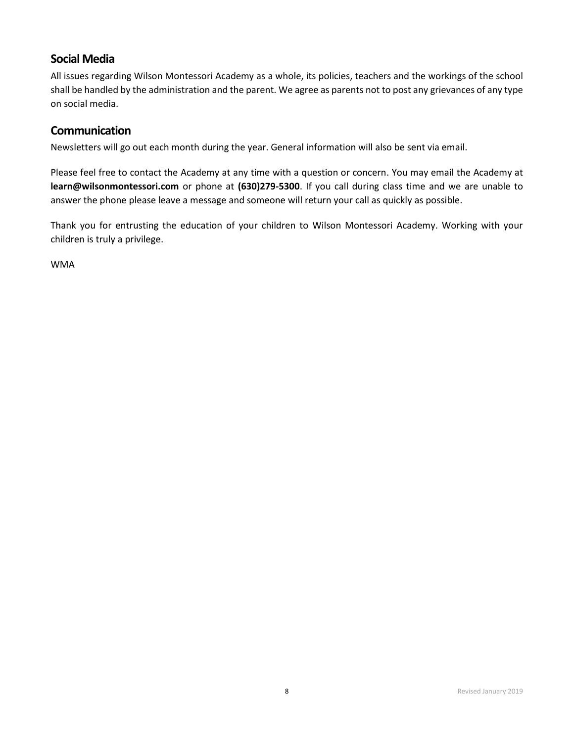## Social Media

All issues regarding Wilson Montessori Academy as a whole, its policies, teachers and the workings of the school shall be handled by the administration and the parent. We agree as parents not to post any grievances of any type on social media.

## Communication

Newsletters will go out each month during the year. General information will also be sent via email.

Please feel free to contact the Academy at any time with a question or concern. You may email the Academy at **learn@wilsonmontessori.com** or phone at **(630)279-5300**. If you call during class time and we are unable to answer the phone please leave a message and someone will return your call as quickly as possible.

Thank you for entrusting the education of your children to Wilson Montessori Academy. Working with your children is truly a privilege.

WMA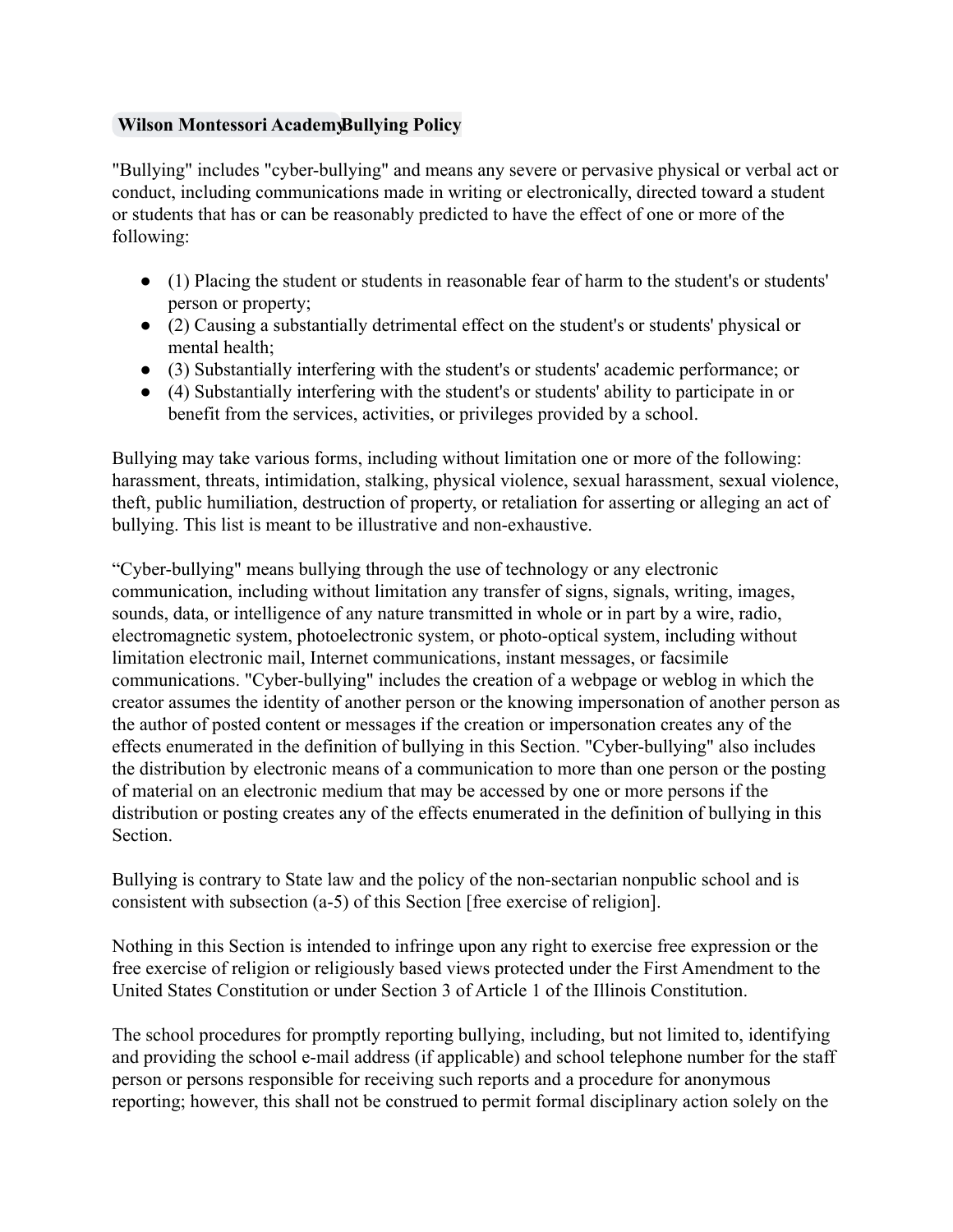### Wilson Montessori Academy Bullying Policy

"Bullying" includes "cyber-bullying" and means any severe or pervasive physical or verbal act or conduct, including communications made in writing or electronically, directed toward a student or students that has or can be reasonably predicted to have the effect of one or more of the following:

- (1) Placing the student or students in reasonable fear of harm to the student's or students' person or property;
- (2) Causing a substantially detrimental effect on the student's or students' physical or mental health;
- (3) Substantially interfering with the student's or students' academic performance; or
- (4) Substantially interfering with the student's or students' ability to participate in or benefit from the services, activities, or privileges provided by a school.

Bullying may take various forms, including without limitation one or more of the following: harassment, threats, intimidation, stalking, physical violence, sexual harassment, sexual violence, theft, public humiliation, destruction of property, or retaliation for asserting or alleging an act of bullying. This list is meant to be illustrative and non-exhaustive.

"Cyber-bullying" means bullying through the use of technology or any electronic communication, including without limitation any transfer of signs, signals, writing, images, sounds, data, or intelligence of any nature transmitted in whole or in part by a wire, radio, electromagnetic system, photoelectronic system, or photo-optical system, including without limitation electronic mail, Internet communications, instant messages, or facsimile communications. "Cyber-bullying" includes the creation of a webpage or weblog in which the creator assumes the identity of another person or the knowing impersonation of another person as the author of posted content or messages if the creation or impersonation creates any of the effects enumerated in the definition of bullying in this Section. "Cyber-bullying" also includes the distribution by electronic means of a communication to more than one person or the posting of material on an electronic medium that may be accessed by one or more persons if the distribution or posting creates any of the effects enumerated in the definition of bullying in this Section.

Bullying is contrary to State law and the policy of the non-sectarian nonpublic school and is consistent with subsection (a-5) of this Section [free exercise of religion].

Nothing in this Section is intended to infringe upon any right to exercise free expression or the free exercise of religion or religiously based views protected under the First Amendment to the United States Constitution or under Section 3 of Article 1 of the Illinois Constitution.

The school procedures for promptly reporting bullying, including, but not limited to, identifying and providing the school e-mail address (if applicable) and school telephone number for the staff person or persons responsible for receiving such reports and a procedure for anonymous reporting; however, this shall not be construed to permit formal disciplinary action solely on the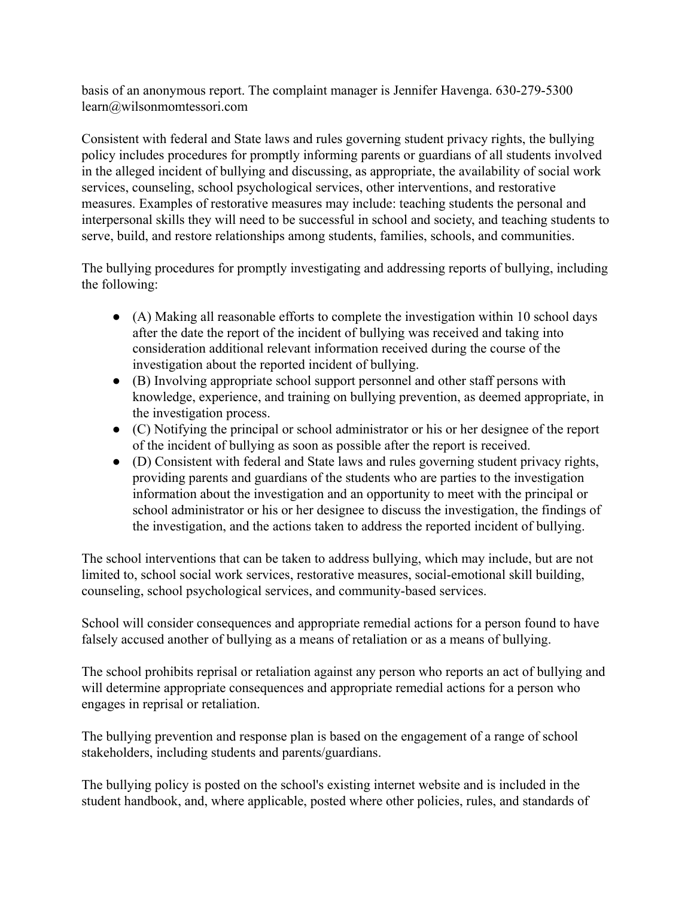basis of an anonymous report. The complaint manager is Jennifer Havenga. 630-279-5300 learn@wilsonmomtessori.com

Consistent with federal and State laws and rules governing student privacy rights, the bullying policy includes procedures for promptly informing parents or guardians of all students involved in the alleged incident of bullying and discussing, as appropriate, the availability of social work services, counseling, school psychological services, other interventions, and restorative measures. Examples of restorative measures may include: teaching students the personal and interpersonal skills they will need to be successful in school and society, and teaching students to serve, build, and restore relationships among students, families, schools, and communities.

The bullying procedures for promptly investigating and addressing reports of bullying, including the following:

- (A) Making all reasonable efforts to complete the investigation within 10 school days after the date the report of the incident of bullying was received and taking into consideration additional relevant information received during the course of the investigation about the reported incident of bullying.
- (B) Involving appropriate school support personnel and other staff persons with knowledge, experience, and training on bullying prevention, as deemed appropriate, in the investigation process.
- (C) Notifying the principal or school administrator or his or her designee of the report of the incident of bullying as soon as possible after the report is received.
- (D) Consistent with federal and State laws and rules governing student privacy rights, providing parents and guardians of the students who are parties to the investigation information about the investigation and an opportunity to meet with the principal or school administrator or his or her designee to discuss the investigation, the findings of the investigation, and the actions taken to address the reported incident of bullying.

The school interventions that can be taken to address bullying, which may include, but are not limited to, school social work services, restorative measures, social-emotional skill building, counseling, school psychological services, and community-based services.

School will consider consequences and appropriate remedial actions for a person found to have falsely accused another of bullying as a means of retaliation or as a means of bullying.

The school prohibits reprisal or retaliation against any person who reports an act of bullying and will determine appropriate consequences and appropriate remedial actions for a person who engages in reprisal or retaliation.

The bullying prevention and response plan is based on the engagement of a range of school stakeholders, including students and parents/guardians.

The bullying policy is posted on the school's existing internet website and is included in the student handbook, and, where applicable, posted where other policies, rules, and standards of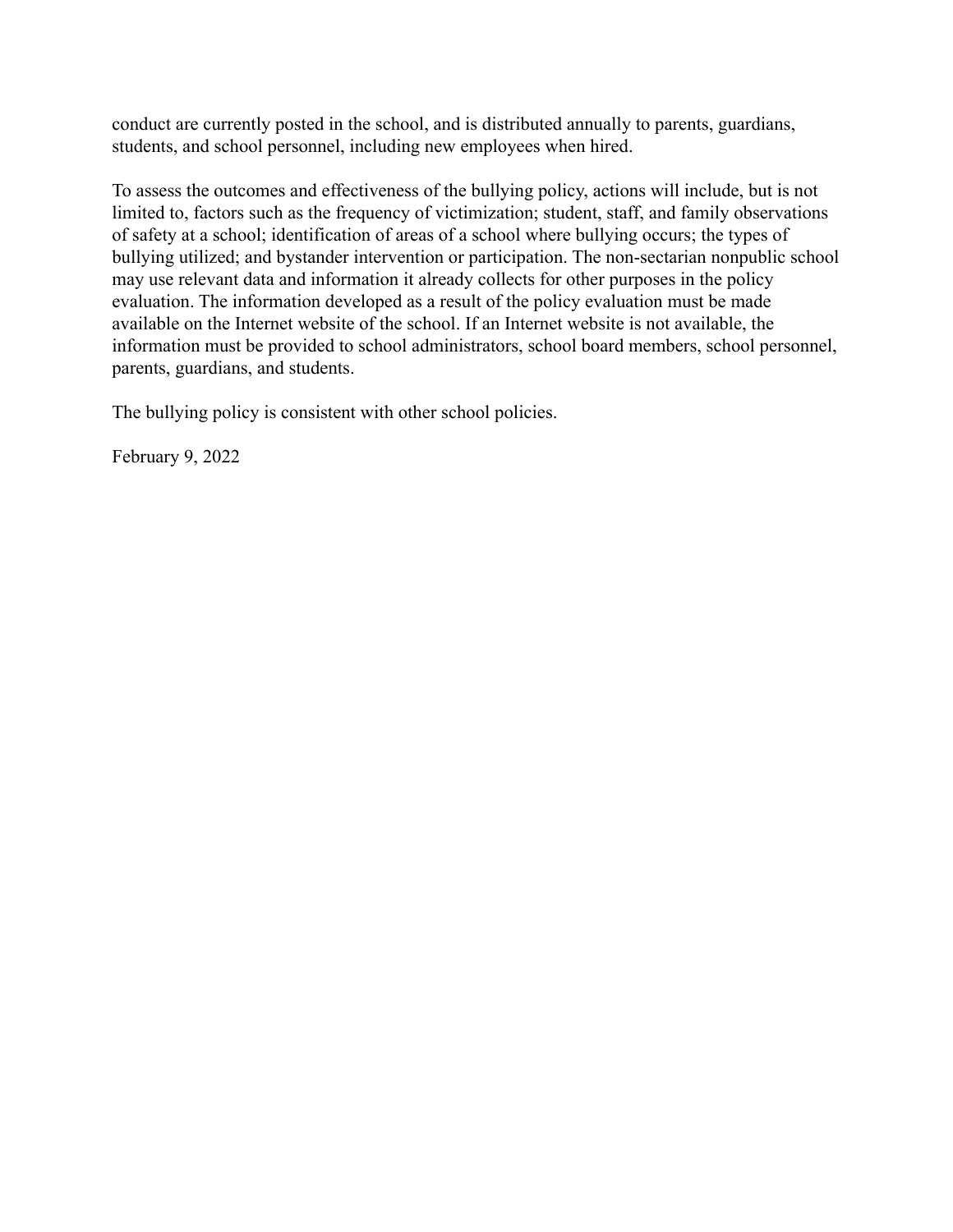conduct are currently posted in the school, and is distributed annually to parents, guardians, students, and school personnel, including new employees when hired.

To assess the outcomes and effectiveness of the bullying policy, actions will include, but is not limited to, factors such as the frequency of victimization; student, staff, and family observations of safety at a school; identification of areas of a school where bullying occurs; the types of bullying utilized; and bystander intervention or participation. The non-sectarian nonpublic school may use relevant data and information it already collects for other purposes in the policy evaluation. The information developed as a result of the policy evaluation must be made available on the Internet website of the school. If an Internet website is not available, the information must be provided to school administrators, school board members, school personnel, parents, guardians, and students.

The bullying policy is consistent with other school policies.

February 9, 2022